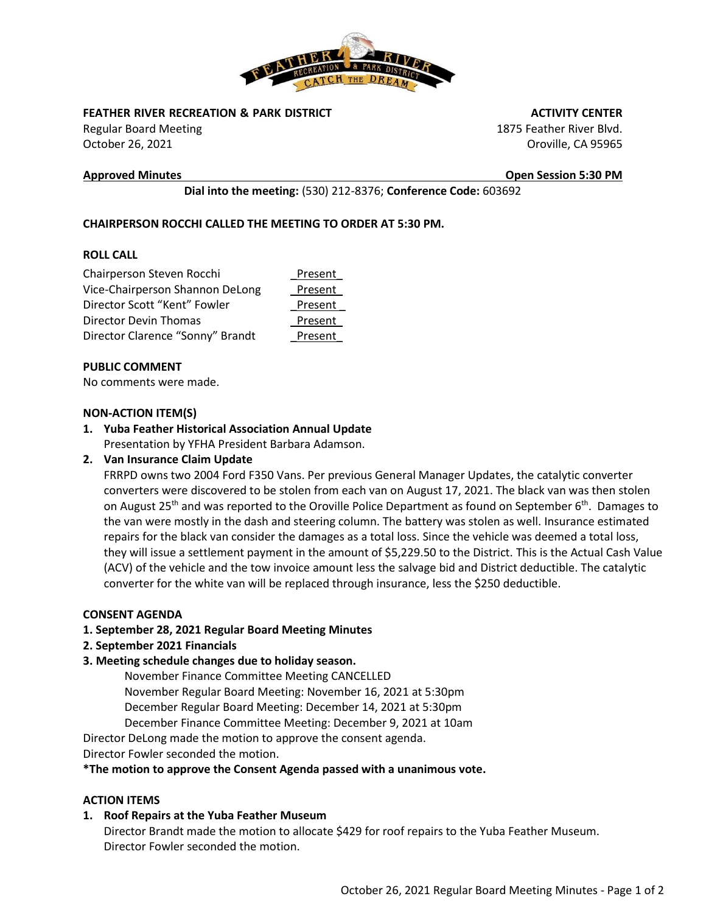**FEATHER RIVER RECREATION & PARK DISTRICT** | **ACTIVITY CENTER**

Regular Board Meeting
October 26, 2021

1875 Feather River Blvd.
Oroville, CA 95965

**Approved Minutes** | **Open Session 5:30 PM**

**Dial into the meeting:** (530) 212-8376; **Conference Code:** 603692

**CHAIRPERSON ROCCHI CALLED THE MEETING TO ORDER AT 5:30 PM.**

**ROLL CALL**

| | |
|---|---|
| Chairperson Steven Rocchi | Present |
| Vice-Chairperson Shannon DeLong | Present |
| Director Scott "Kent" Fowler | Present |
| Director Devin Thomas | Present |
| Director Clarence "Sonny" Brandt | Present |

**PUBLIC COMMENT**

No comments were made.

**NON-ACTION ITEM(S)**

1. **Yuba Feather Historical Association Annual Update**
   Presentation by YFHA President Barbara Adamson.
2. **Van Insurance Claim Update**
   FRRPD owns two 2004 Ford F350 Vans. Per previous General Manager Updates, the catalytic converter converters were discovered to be stolen from each van on August 17, 2021. The black van was then stolen on August 25th and was reported to the Oroville Police Department as found on September 6th. Damages to the van were mostly in the dash and steering column. The battery was stolen as well. Insurance estimated repairs for the black van consider the damages as a total loss. Since the vehicle was deemed a total loss, they will issue a settlement payment in the amount of $5,229.50 to the District. This is the Actual Cash Value (ACV) of the vehicle and the tow invoice amount less the salvage bid and District deductible. The catalytic converter for the white van will be replaced through insurance, less the $250 deductible.

**CONSENT AGENDA**

**1. September 28, 2021 Regular Board Meeting Minutes**

**2. September 2021 Financials**

**3. Meeting schedule changes due to holiday season.**

November Finance Committee Meeting CANCELLED
November Regular Board Meeting: November 16, 2021 at 5:30pm
December Regular Board Meeting: December 14, 2021 at 5:30pm
December Finance Committee Meeting: December 9, 2021 at 10am

Director DeLong made the motion to approve the consent agenda.
Director Fowler seconded the motion.

**\*The motion to approve the Consent Agenda passed with a unanimous vote.**

**ACTION ITEMS**

1. **Roof Repairs at the Yuba Feather Museum**
   Director Brandt made the motion to allocate $429 for roof repairs to the Yuba Feather Museum.
   Director Fowler seconded the motion.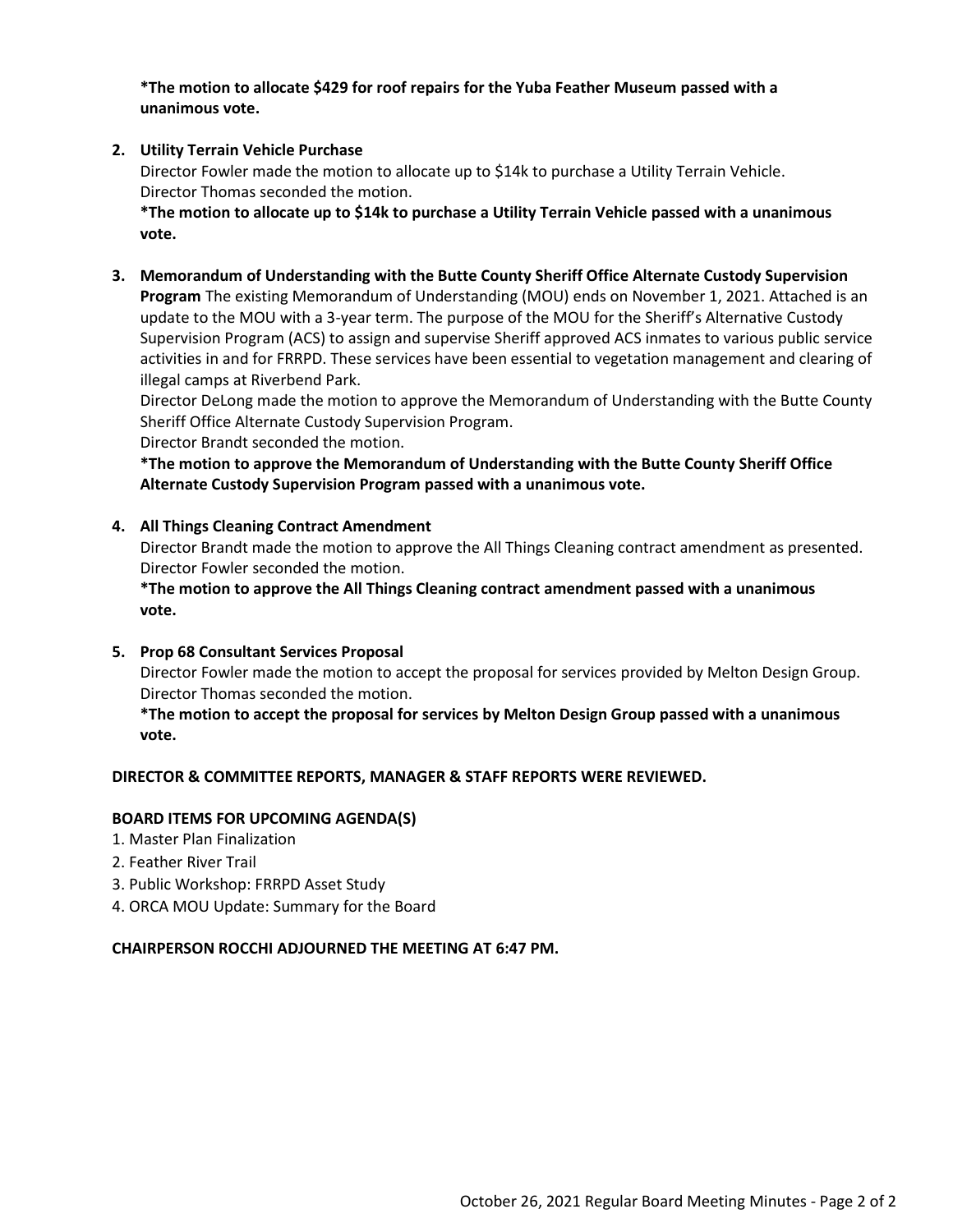**\*The motion to allocate $429 for roof repairs for the Yuba Feather Museum passed with a unanimous vote.**

2. **Utility Terrain Vehicle Purchase**
   Director Fowler made the motion to allocate up to $14k to purchase a Utility Terrain Vehicle.
   Director Thomas seconded the motion.
   **\*The motion to allocate up to $14k to purchase a Utility Terrain Vehicle passed with a unanimous vote.**

3. **Memorandum of Understanding with the Butte County Sheriff Office Alternate Custody Supervision Program** The existing Memorandum of Understanding (MOU) ends on November 1, 2021. Attached is an update to the MOU with a 3-year term. The purpose of the MOU for the Sheriff's Alternative Custody Supervision Program (ACS) to assign and supervise Sheriff approved ACS inmates to various public service activities in and for FRRPD. These services have been essential to vegetation management and clearing of illegal camps at Riverbend Park.
   Director DeLong made the motion to approve the Memorandum of Understanding with the Butte County Sheriff Office Alternate Custody Supervision Program.
   Director Brandt seconded the motion.
   **\*The motion to approve the Memorandum of Understanding with the Butte County Sheriff Office Alternate Custody Supervision Program passed with a unanimous vote.**

4. **All Things Cleaning Contract Amendment**
   Director Brandt made the motion to approve the All Things Cleaning contract amendment as presented.
   Director Fowler seconded the motion.
   **\*The motion to approve the All Things Cleaning contract amendment passed with a unanimous vote.**

5. **Prop 68 Consultant Services Proposal**
   Director Fowler made the motion to accept the proposal for services provided by Melton Design Group.
   Director Thomas seconded the motion.
   **\*The motion to accept the proposal for services by Melton Design Group passed with a unanimous vote.**

**DIRECTOR & COMMITTEE REPORTS, MANAGER & STAFF REPORTS WERE REVIEWED.**

**BOARD ITEMS FOR UPCOMING AGENDA(S)**

1. Master Plan Finalization
2. Feather River Trail
3. Public Workshop: FRRPD Asset Study
4. ORCA MOU Update: Summary for the Board

**CHAIRPERSON ROCCHI ADJOURNED THE MEETING AT 6:47 PM.**